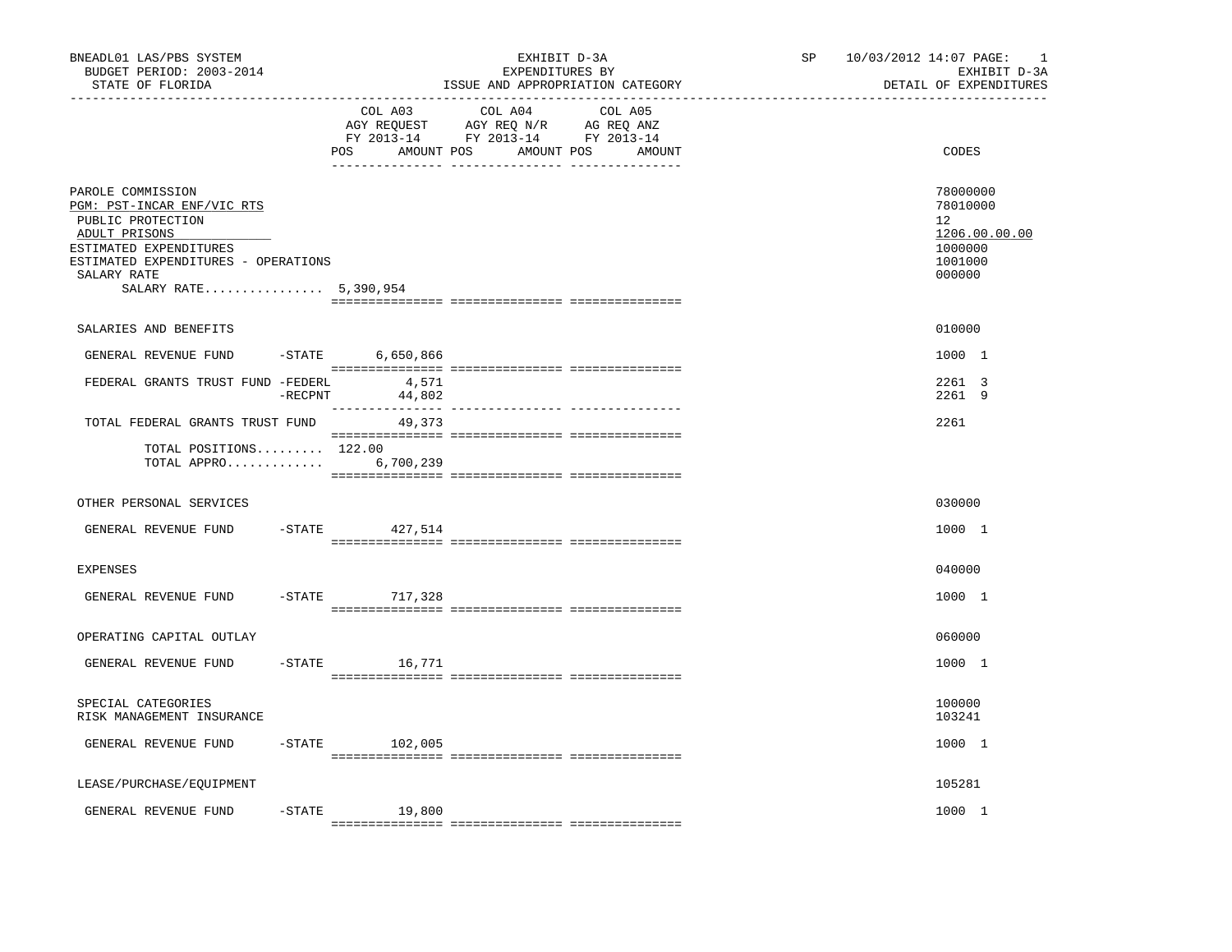BNEADL01 LAS/PBS SYSTEM
BUDGET PERIOD: 2003-2014
STATE OF FLORIDA

EXHIBIT D-3A
EXPENDITURES BY
ISSUE AND APPROPRIATION CATEGORY

SP 10/03/2012 14:07 PAGE: 1
EXHIBIT D-3A
DETAIL OF EXPENDITURES

| | COL A03 AGY REQUEST FY 2013-14 POS AMOUNT | COL A04 AGY REQ N/R FY 2013-14 POS AMOUNT | COL A05 AG REQ ANZ FY 2013-14 POS AMOUNT | CODES |
|---|---|---|---|---|
| PAROLE COMMISSION | | | | 78000000 |
| PGM: PST-INCAR ENF/VIC RTS | | | | 78010000 |
| PUBLIC PROTECTION | | | | 12 |
| ADULT PRISONS | | | | 1206.00.00.00 |
| ESTIMATED EXPENDITURES | | | | 1000000 |
| ESTIMATED EXPENDITURES - OPERATIONS | | | | 1001000 |
| SALARY RATE | | | | 000000 |
| SALARY RATE................ | 5,390,954 | | | |
| SALARIES AND BENEFITS | | | | 010000 |
| GENERAL REVENUE FUND -STATE | 6,650,866 | | | 1000 1 |
| FEDERAL GRANTS TRUST FUND -FEDERL | 4,571 | | | 2261 3 |
| -RECPNT | 44,802 | | | 2261 9 |
| TOTAL FEDERAL GRANTS TRUST FUND | 49,373 | | | 2261 |
| TOTAL POSITIONS......... | 122.00 | | | |
| TOTAL APPRO............. | 6,700,239 | | | |
| OTHER PERSONAL SERVICES | | | | 030000 |
| GENERAL REVENUE FUND -STATE | 427,514 | | | 1000 1 |
| EXPENSES | | | | 040000 |
| GENERAL REVENUE FUND -STATE | 717,328 | | | 1000 1 |
| OPERATING CAPITAL OUTLAY | | | | 060000 |
| GENERAL REVENUE FUND -STATE | 16,771 | | | 1000 1 |
| SPECIAL CATEGORIES | | | | 100000 |
| RISK MANAGEMENT INSURANCE | | | | 103241 |
| GENERAL REVENUE FUND -STATE | 102,005 | | | 1000 1 |
| LEASE/PURCHASE/EQUIPMENT | | | | 105281 |
| GENERAL REVENUE FUND -STATE | 19,800 | | | 1000 1 |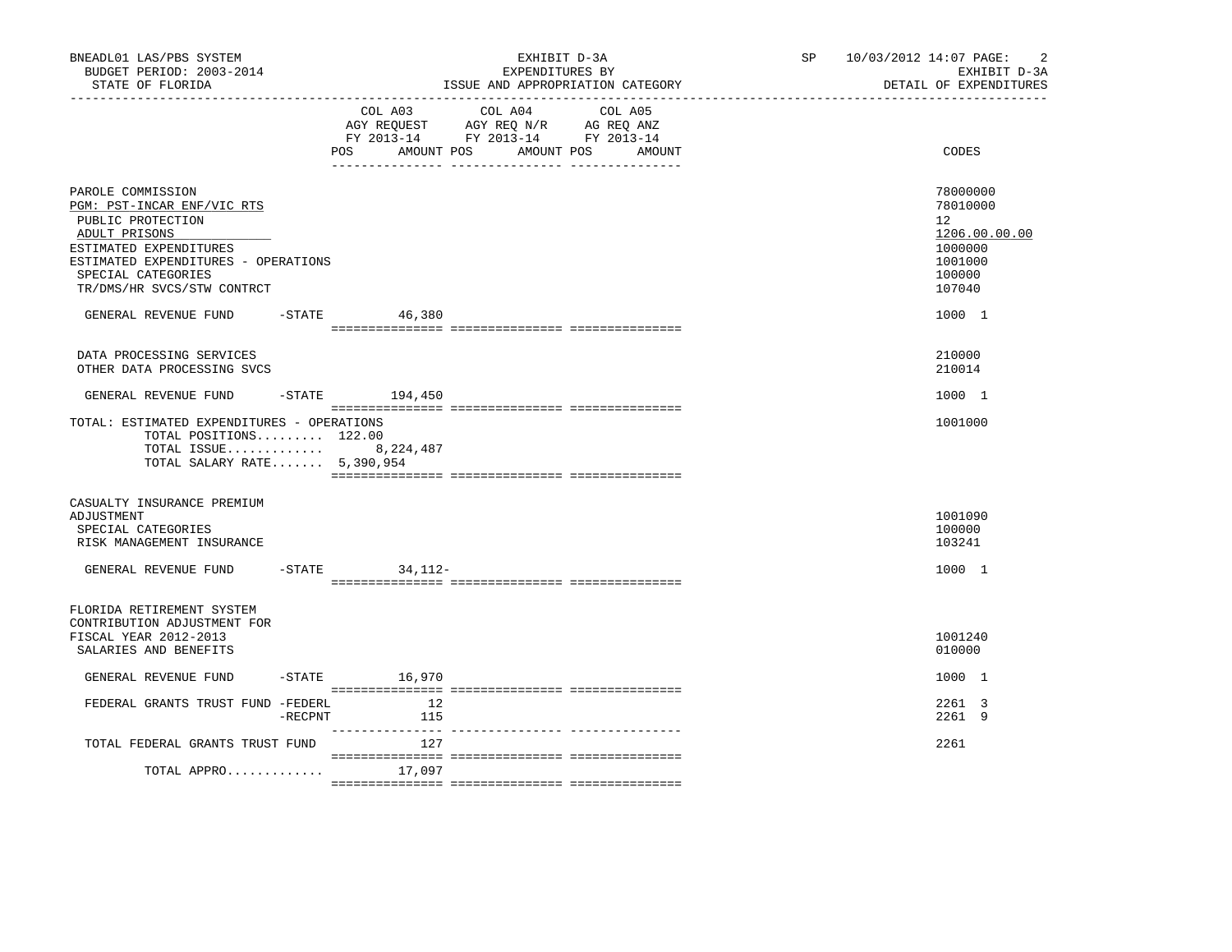BNEADL01 LAS/PBS SYSTEM | EXHIBIT D-3A | SP 10/03/2012 14:07
BUDGET PERIOD: 2003-2014 | EXPENDITURES BY | EXHIBIT D-3A
STATE OF FLORIDA | ISSUE AND APPROPRIATION CATEGORY | DETAIL OF EXPENDITURES

| | COL A03 AGY REQUEST FY 2013-14 POS AMOUNT | COL A04 AGY REQ N/R FY 2013-14 POS AMOUNT | COL A05 AG REQ ANZ FY 2013-14 POS AMOUNT | CODES |
|---|---|---|---|---|
| PAROLE COMMISSION | | | | 78000000 |
| PGM: PST-INCAR ENF/VIC RTS | | | | 78010000 |
| PUBLIC PROTECTION | | | | 12 |
| ADULT PRISONS | | | | 1206.00.00.00 |
| ESTIMATED EXPENDITURES | | | | 1000000 |
| ESTIMATED EXPENDITURES - OPERATIONS | | | | 1001000 |
| SPECIAL CATEGORIES | | | | 100000 |
| TR/DMS/HR SVCS/STW CONTRCT | | | | 107040 |
| GENERAL REVENUE FUND -STATE | 46,380 | | | 1000 1 |
| DATA PROCESSING SERVICES | | | | 210000 |
| OTHER DATA PROCESSING SVCS | | | | 210014 |
| GENERAL REVENUE FUND -STATE | 194,450 | | | 1000 1 |
| TOTAL: ESTIMATED EXPENDITURES - OPERATIONS | | | | 1001000 |
| TOTAL POSITIONS......... 122.00 | | | | |
| TOTAL ISSUE............. | 8,224,487 | | | |
| TOTAL SALARY RATE....... 5,390,954 | | | | |
| CASUALTY INSURANCE PREMIUM ADJUSTMENT | | | | 1001090 |
| SPECIAL CATEGORIES | | | | 100000 |
| RISK MANAGEMENT INSURANCE | | | | 103241 |
| GENERAL REVENUE FUND -STATE | 34,112- | | | 1000 1 |
| FLORIDA RETIREMENT SYSTEM CONTRIBUTION ADJUSTMENT FOR FISCAL YEAR 2012-2013 | | | | 1001240 |
| SALARIES AND BENEFITS | | | | 010000 |
| GENERAL REVENUE FUND -STATE | 16,970 | | | 1000 1 |
| FEDERAL GRANTS TRUST FUND -FEDERL | 12 | | | 2261 3 |
| -RECPNT | 115 | | | 2261 9 |
| TOTAL FEDERAL GRANTS TRUST FUND | 127 | | | 2261 |
| TOTAL APPRO............. | 17,097 | | | |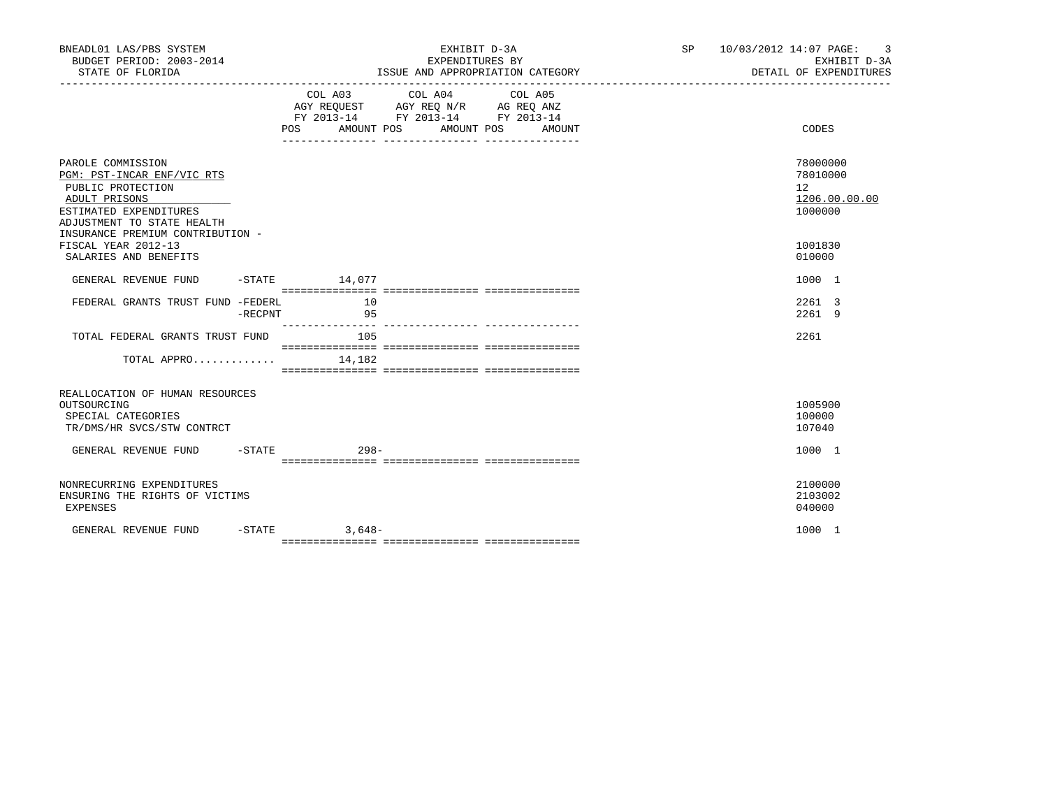BNEADL01 LAS/PBS SYSTEM
BUDGET PERIOD: 2003-2014
STATE OF FLORIDA

EXHIBIT D-3A
EXPENDITURES BY
ISSUE AND APPROPRIATION CATEGORY

SP 10/03/2012 14:07
EXHIBIT D-3A
DETAIL OF EXPENDITURES

| | COL A03 AGY REQUEST FY 2013-14 POS AMOUNT | COL A04 AGY REQ N/R FY 2013-14 POS AMOUNT | COL A05 AG REQ ANZ FY 2013-14 POS AMOUNT | CODES |
|---|---|---|---|---|
| PAROLE COMMISSION | | | | 78000000 |
| PGM: PST-INCAR ENF/VIC RTS | | | | 78010000 |
| PUBLIC PROTECTION | | | | 12 |
| ADULT PRISONS | | | | 1206.00.00.00 |
| ESTIMATED EXPENDITURES | | | | 1000000 |
| ADJUSTMENT TO STATE HEALTH INSURANCE PREMIUM CONTRIBUTION - FISCAL YEAR 2012-13 | | | | 1001830 |
| SALARIES AND BENEFITS | | | | 010000 |
| GENERAL REVENUE FUND -STATE | 14,077 | | | 1000 1 |
| FEDERAL GRANTS TRUST FUND -FEDERL | 10 | | | 2261 3 |
| -RECPNT | 95 | | | 2261 9 |
| TOTAL FEDERAL GRANTS TRUST FUND | 105 | | | 2261 |
| TOTAL APPRO............ | 14,182 | | | |
| REALLOCATION OF HUMAN RESOURCES OUTSOURCING | | | | 1005900 |
| SPECIAL CATEGORIES | | | | 100000 |
| TR/DMS/HR SVCS/STW CONTRCT | | | | 107040 |
| GENERAL REVENUE FUND -STATE | 298- | | | 1000 1 |
| NONRECURRING EXPENDITURES | | | | 2100000 |
| ENSURING THE RIGHTS OF VICTIMS | | | | 2103002 |
| EXPENSES | | | | 040000 |
| GENERAL REVENUE FUND -STATE | 3,648- | | | 1000 1 |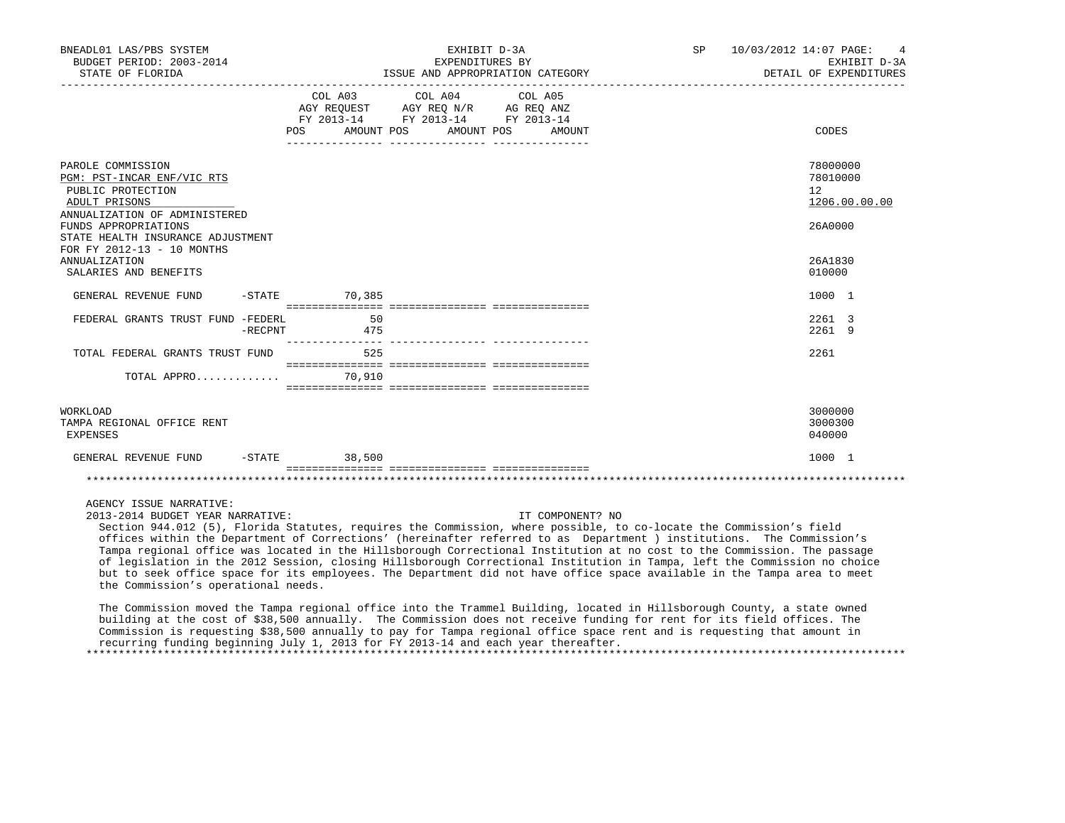| | COL A03 AGY REQUEST FY 2013-14 POS AMOUNT | COL A04 AGY REQ N/R FY 2013-14 POS AMOUNT | COL A05 AG REQ ANZ FY 2013-14 POS AMOUNT | CODES |
|---|---|---|---|---|
| PAROLE COMMISSION | | | | 78000000 |
| PGM: PST-INCAR ENF/VIC RTS | | | | 78010000 |
| PUBLIC PROTECTION | | | | 12 |
| ADULT PRISONS | | | | 1206.00.00.00 |
| ANNUALIZATION OF ADMINISTERED FUNDS APPROPRIATIONS | | | | 26A0000 |
| STATE HEALTH INSURANCE ADJUSTMENT FOR FY 2012-13 - 10 MONTHS ANNUALIZATION | | | | 26A1830 |
| SALARIES AND BENEFITS | | | | 010000 |
| GENERAL REVENUE FUND -STATE | 70,385 | | | 1000 1 |
| FEDERAL GRANTS TRUST FUND -FEDERL | 50 | | | 2261 3 |
| -RECPNT | 475 | | | 2261 9 |
| TOTAL FEDERAL GRANTS TRUST FUND | 525 | | | 2261 |
| TOTAL APPRO............. | 70,910 | | | |
| WORKLOAD | | | | 3000000 |
| TAMPA REGIONAL OFFICE RENT | | | | 3000300 |
| EXPENSES | | | | 040000 |
| GENERAL REVENUE FUND -STATE | 38,500 | | | 1000 1 |

AGENCY ISSUE NARRATIVE:

2013-2014 BUDGET YEAR NARRATIVE: IT COMPONENT? NO

Section 944.012 (5), Florida Statutes, requires the Commission, where possible, to co-locate the Commission's field offices within the Department of Corrections' (hereinafter referred to as Department ) institutions. The Commission's Tampa regional office was located in the Hillsborough Correctional Institution at no cost to the Commission. The passage of legislation in the 2012 Session, closing Hillsborough Correctional Institution in Tampa, left the Commission no choice but to seek office space for its employees. The Department did not have office space available in the Tampa area to meet the Commission's operational needs.

The Commission moved the Tampa regional office into the Trammel Building, located in Hillsborough County, a state owned building at the cost of $38,500 annually. The Commission does not receive funding for rent for its field offices. The Commission is requesting $38,500 annually to pay for Tampa regional office space rent and is requesting that amount in recurring funding beginning July 1, 2013 for FY 2013-14 and each year thereafter.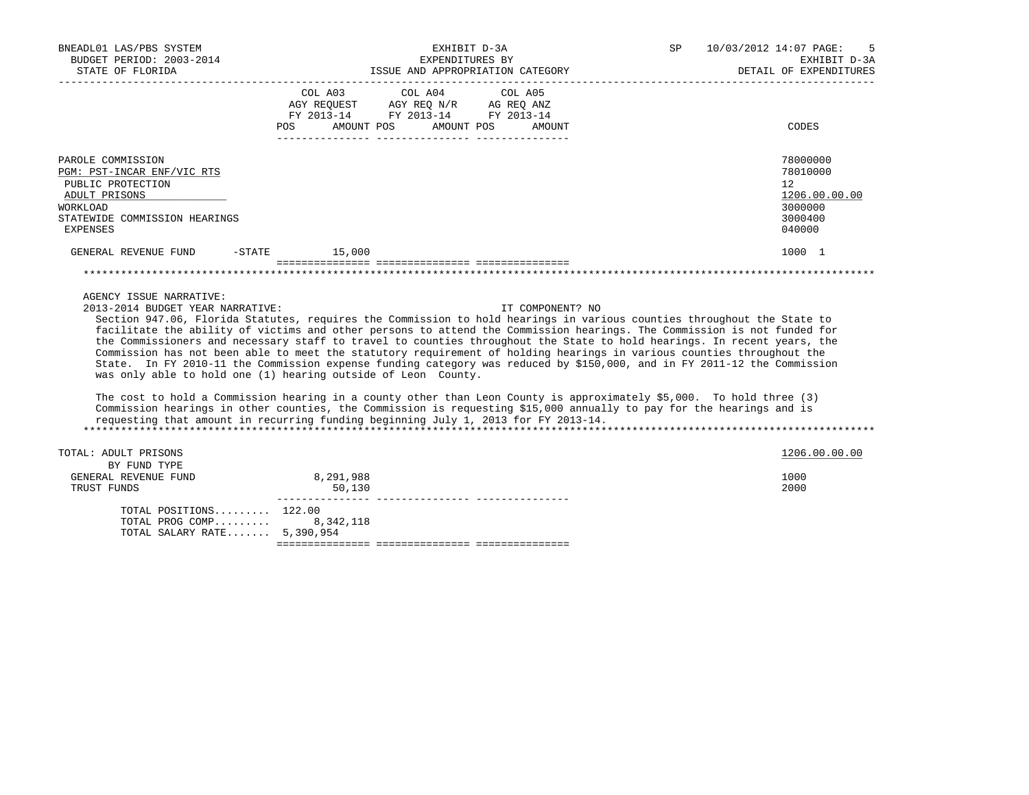BNEADL01 LAS/PBS SYSTEM
BUDGET PERIOD: 2003-2014
STATE OF FLORIDA

EXHIBIT D-3A
EXPENDITURES BY
ISSUE AND APPROPRIATION CATEGORY

SP 10/03/2012 14:07

EXHIBIT D-3A
DETAIL OF EXPENDITURES

| | COL A03 AGY REQUEST FY 2013-14 POS | AMOUNT | COL A04 AGY REQ N/R FY 2013-14 POS | AMOUNT | COL A05 AG REQ ANZ FY 2013-14 POS | AMOUNT | CODES |
|---|---|---|---|---|---|---|---|
| PAROLE COMMISSION | | | | | | | 78000000 |
| PGM: PST-INCAR ENF/VIC RTS | | | | | | | 78010000 |
| PUBLIC PROTECTION | | | | | | | 12 |
| ADULT PRISONS | | | | | | | 1206.00.00.00 |
| WORKLOAD | | | | | | | 3000000 |
| STATEWIDE COMMISSION HEARINGS | | | | | | | 3000400 |
| EXPENSES | | | | | | | 040000 |
| GENERAL REVENUE FUND -STATE | | 15,000 | | | | | 1000 1 |

AGENCY ISSUE NARRATIVE:

2013-2014 BUDGET YEAR NARRATIVE: IT COMPONENT? NO

Section 947.06, Florida Statutes, requires the Commission to hold hearings in various counties throughout the State to facilitate the ability of victims and other persons to attend the Commission hearings. The Commission is not funded for the Commissioners and necessary staff to travel to counties throughout the State to hold hearings. In recent years, the Commission has not been able to meet the statutory requirement of holding hearings in various counties throughout the State. In FY 2010-11 the Commission expense funding category was reduced by $150,000, and in FY 2011-12 the Commission was only able to hold one (1) hearing outside of Leon County.

The cost to hold a Commission hearing in a county other than Leon County is approximately $5,000. To hold three (3) Commission hearings in other counties, the Commission is requesting $15,000 annually to pay for the hearings and is requesting that amount in recurring funding beginning July 1, 2013 for FY 2013-14.

| | COL A03 | COL A04 | COL A05 | CODES |
|---|---|---|---|---|
| TOTAL: ADULT PRISONS | | | | 1206.00.00.00 |
| BY FUND TYPE | | | | |
| GENERAL REVENUE FUND | 8,291,988 | | | 1000 |
| TRUST FUNDS | 50,130 | | | 2000 |
| TOTAL POSITIONS......... | 122.00 | | | |
| TOTAL PROG COMP......... | 8,342,118 | | | |
| TOTAL SALARY RATE....... | 5,390,954 | | | |